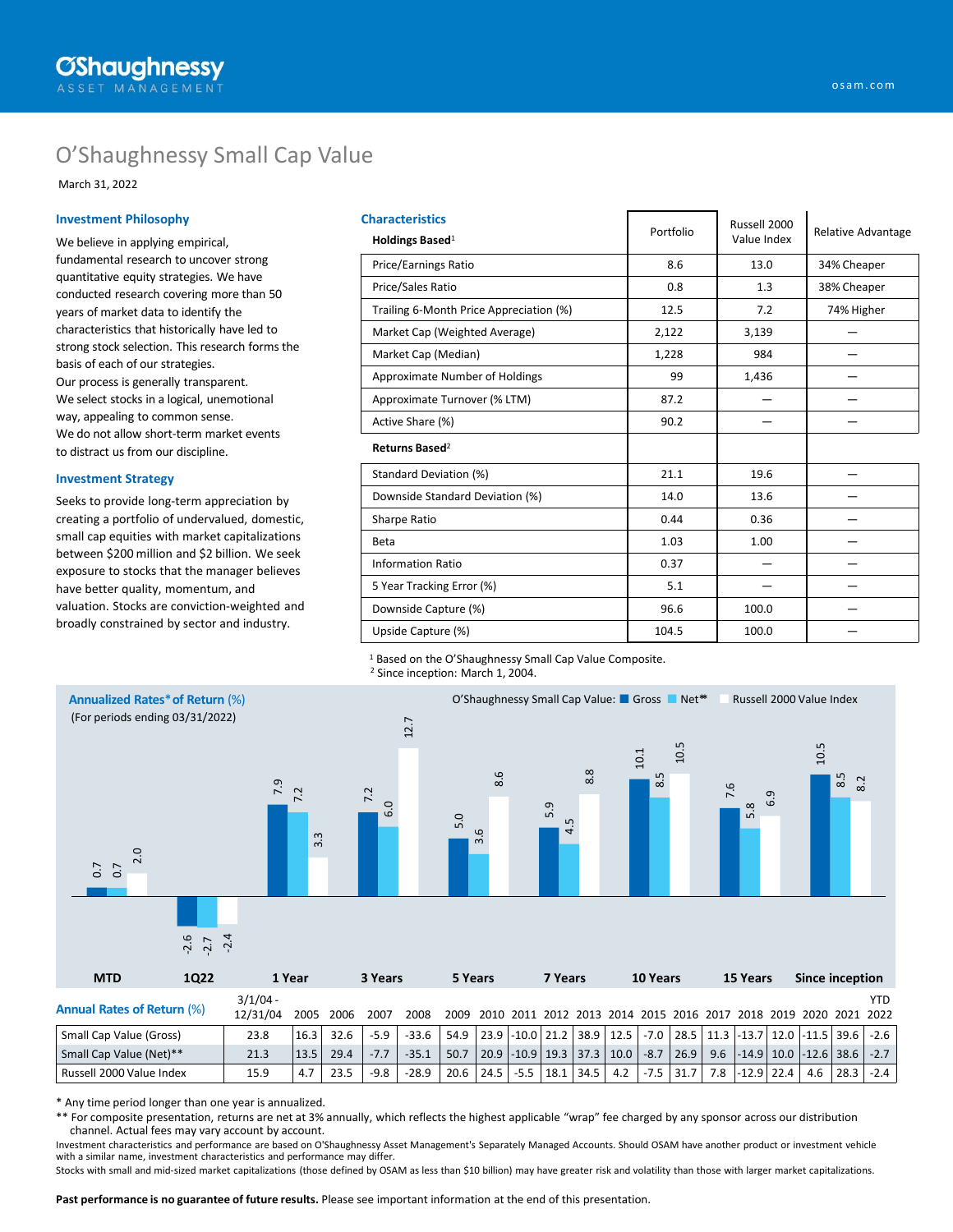# O'Shaughnessy Small Cap Value

March 31, 2022

### Investment Philosophy

We believe in applying empirical, fundamental research to uncover strong quantitative equity strategies. We have conducted research covering more than 50 years of market data to identify the characteristics that historically have led to strong stock selection. This research forms the basis of each of our strategies.

Our process is generally transparent.

We select stocks in a logical, unemotional way, appealing to common sense.

We do not allow short-term market events to distract us from our discipline.

### Investment Strategy

Seeks to provide long-term appreciation by creating a portfolio of undervalued, domestic, small cap equities with market capitalizations between $200 million and $2 billion. We seek exposure to stocks that the manager believes have better quality, momentum, and valuation. Stocks are conviction-weighted and broadly constrained by sector and industry.

### Characteristics

| Holdings Based[1] | Portfolio | Russell 2000 Value Index | Relative Advantage |
|---|---|---|---|
| Price/Earnings Ratio | 8.6 | 13.0 | 34% Cheaper |
| Price/Sales Ratio | 0.8 | 1.3 | 38% Cheaper |
| Trailing 6-Month Price Appreciation (%) | 12.5 | 7.2 | 74% Higher |
| Market Cap (Weighted Average) | 2,122 | 3,139 | — |
| Market Cap (Median) | 1,228 | 984 | — |
| Approximate Number of Holdings | 99 | 1,436 | — |
| Approximate Turnover (% LTM) | 87.2 | — | — |
| Active Share (%) | 90.2 | — | — |
| **Returns Based**[2] | | | |
| Standard Deviation (%) | 21.1 | 19.6 | — |
| Downside Standard Deviation (%) | 14.0 | 13.6 | — |
| Sharpe Ratio | 0.44 | 0.36 | — |
| Beta | 1.03 | 1.00 | — |
| Information Ratio | 0.37 | — | — |
| 5 Year Tracking Error (%) | 5.1 | — | — |
| Downside Capture (%) | 96.6 | 100.0 | — |
| Upside Capture (%) | 104.5 | 100.0 | — |

[1] Based on the O'Shaughnessy Small Cap Value Composite.
[2] Since inception: March 1, 2004.

### Annualized Rates* of Return (%)

(For periods ending 03/31/2022)

| | MTD | 1Q22 | 1 Year | 3 Years | 5 Years | 7 Years | 10 Years | 15 Years | Since inception |
|---|---|---|---|---|---|---|---|---|---|
| O'Shaughnessy Small Cap Value: Gross | 0.7 | -2.6 | 7.9 | 7.2 | 5.0 | 5.9 | 10.1 | 7.6 | 10.5 |
| O'Shaughnessy Small Cap Value: Net** | 0.7 | -2.7 | 7.2 | 6.0 | 3.6 | 4.5 | 8.5 | 5.8 | 8.5 |
| Russell 2000 Value Index | 2.0 | -2.4 | 3.3 | 12.7 | 8.6 | 8.8 | 10.5 | 6.9 | 8.2 |

### Annual Rates of Return (%)

| | 3/1/04 - 12/31/04 | 2005 | 2006 | 2007 | 2008 | 2009 | 2010 | 2011 | 2012 | 2013 | 2014 | 2015 | 2016 | 2017 | 2018 | 2019 | 2020 | 2021 | YTD 2022 |
|---|---|---|---|---|---|---|---|---|---|---|---|---|---|---|---|---|---|---|---|
| Small Cap Value (Gross) | 23.8 | 16.3 | 32.6 | -5.9 | -33.6 | 54.9 | 23.9 | -10.0 | 21.2 | 38.9 | 12.5 | -7.0 | 28.5 | 11.3 | -13.7 | 12.0 | -11.5 | 39.6 | -2.6 |
| Small Cap Value (Net)** | 21.3 | 13.5 | 29.4 | -7.7 | -35.1 | 50.7 | 20.9 | -10.9 | 19.3 | 37.3 | 10.0 | -8.7 | 26.9 | 9.6 | -14.9 | 10.0 | -12.6 | 38.6 | -2.7 |
| Russell 2000 Value Index | 15.9 | 4.7 | 23.5 | -9.8 | -28.9 | 20.6 | 24.5 | -5.5 | 18.1 | 34.5 | 4.2 | -7.5 | 31.7 | 7.8 | -12.9 | 22.4 | 4.6 | 28.3 | -2.4 |

\* Any time period longer than one year is annualized.

\** For composite presentation, returns are net at 3% annually, which reflects the highest applicable "wrap" fee charged by any sponsor across our distribution channel. Actual fees may vary account by account.

Investment characteristics and performance are based on O'Shaughnessy Asset Management's Separately Managed Accounts. Should OSAM have another product or investment vehicle with a similar name, investment characteristics and performance may differ.

Stocks with small and mid-sized market capitalizations (those defined by OSAM as less than $10 billion) may have greater risk and volatility than those with larger market capitalizations.

**Past performance is no guarantee of future results.** Please see important information at the end of this presentation.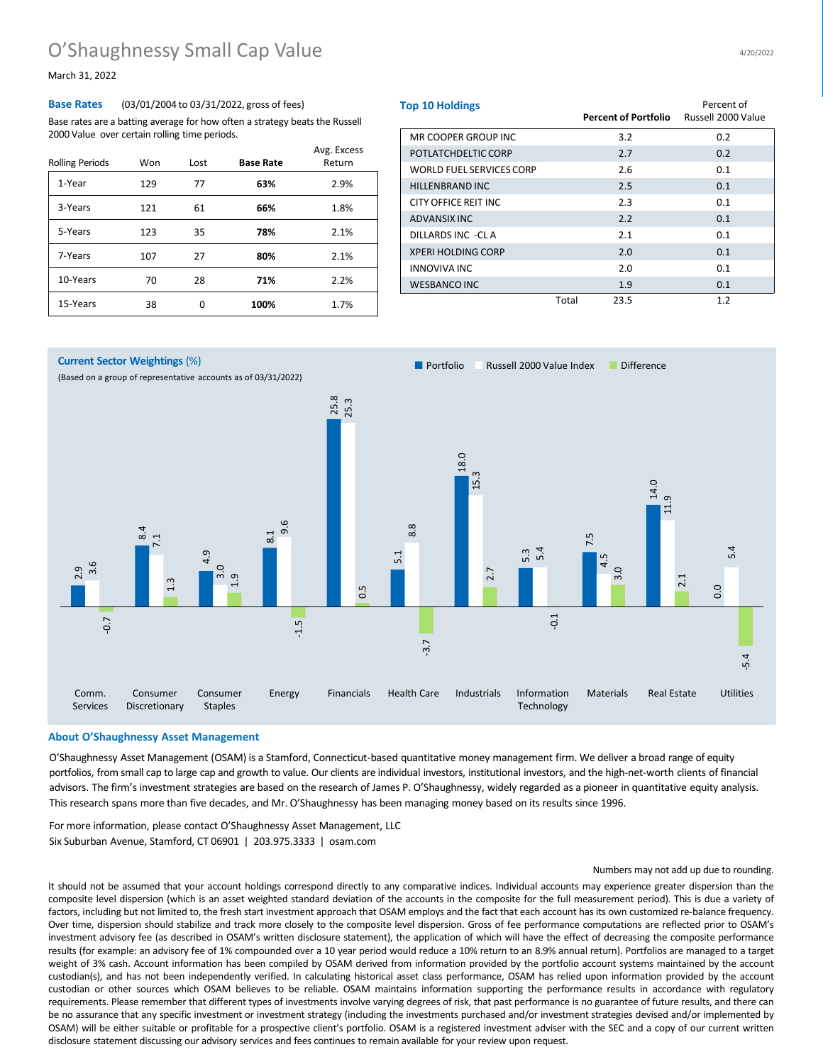# O'Shaughnessy Small Cap Value

March 31, 2022

## Base Rates

(03/01/2004 to 03/31/2022, gross of fees)

Base rates are a batting average for how often a strategy beats the Russell 2000 Value over certain rolling time periods.

| Rolling Periods | Won | Lost | Base Rate | Avg. Excess Return |
|---|---|---|---|---|
| 1-Year | 129 | 77 | **63%** | 2.9% |
| 3-Years | 121 | 61 | **66%** | 1.8% |
| 5-Years | 123 | 35 | **78%** | 2.1% |
| 7-Years | 107 | 27 | **80%** | 2.1% |
| 10-Years | 70 | 28 | **71%** | 2.2% |
| 15-Years | 38 | 0 | **100%** | 1.7% |

## Top 10 Holdings

| | Percent of Portfolio | Percent of Russell 2000 Value |
|---|---|---|
| MR COOPER GROUP INC | 3.2 | 0.2 |
| POTLATCHDELTIC CORP | 2.7 | 0.2 |
| WORLD FUEL SERVICES CORP | 2.6 | 0.1 |
| HILLENBRAND INC | 2.5 | 0.1 |
| CITY OFFICE REIT INC | 2.3 | 0.1 |
| ADVANSIX INC | 2.2 | 0.1 |
| DILLARDS INC -CL A | 2.1 | 0.1 |
| XPERI HOLDING CORP | 2.0 | 0.1 |
| INNOVIVA INC | 2.0 | 0.1 |
| WESBANCO INC | 1.9 | 0.1 |
| Total | 23.5 | 1.2 |

## Current Sector Weightings (%)

(Based on a group of representative accounts as of 03/31/2022)

| Sector | Portfolio | Russell 2000 Value Index | Difference |
|---|---|---|---|
| Comm. Services | 2.9 | 3.6 | -0.7 |
| Consumer Discretionary | 8.4 | 7.1 | 1.3 |
| Consumer Staples | 4.9 | 3.0 | 1.9 |
| Energy | 8.1 | 9.6 | -1.5 |
| Financials | 25.8 | 25.3 | 0.5 |
| Health Care | 5.1 | 8.8 | -3.7 |
| Industrials | 18.0 | 15.3 | 2.7 |
| Information Technology | 5.3 | 5.4 | -0.1 |
| Materials | 7.5 | 4.5 | 3.0 |
| Real Estate | 14.0 | 11.9 | 2.1 |
| Utilities | 0.0 | 5.4 | -5.4 |

## About O'Shaughnessy Asset Management

O'Shaughnessy Asset Management (OSAM) is a Stamford, Connecticut-based quantitative money management firm. We deliver a broad range of equity portfolios, from small cap to large cap and growth to value. Our clients are individual investors, institutional investors, and the high-net-worth clients of financial advisors. The firm's investment strategies are based on the research of James P. O'Shaughnessy, widely regarded as a pioneer in quantitative equity analysis. This research spans more than five decades, and Mr. O'Shaughnessy has been managing money based on its results since 1996.

For more information, please contact O'Shaughnessy Asset Management, LLC
Six Suburban Avenue, Stamford, CT 06901 | 203.975.3333 | osam.com

Numbers may not add up due to rounding.

It should not be assumed that your account holdings correspond directly to any comparative indices. Individual accounts may experience greater dispersion than the composite level dispersion (which is an asset weighted standard deviation of the accounts in the composite for the full measurement period). This is due a variety of factors, including but not limited to, the fresh start investment approach that OSAM employs and the fact that each account has its own customized re-balance frequency. Over time, dispersion should stabilize and track more closely to the composite level dispersion. Gross of fee performance computations are reflected prior to OSAM's investment advisory fee (as described in OSAM's written disclosure statement), the application of which will have the effect of decreasing the composite performance results (for example: an advisory fee of 1% compounded over a 10 year period would reduce a 10% return to an 8.9% annual return). Portfolios are managed to a target weight of 3% cash. Account information has been compiled by OSAM derived from information provided by the portfolio account systems maintained by the account custodian(s), and has not been independently verified. In calculating historical asset class performance, OSAM has relied upon information provided by the account custodian or other sources which OSAM believes to be reliable. OSAM maintains information supporting the performance results in accordance with regulatory requirements. Please remember that different types of investments involve varying degrees of risk, that past performance is no guarantee of future results, and there can be no assurance that any specific investment or investment strategy (including the investments purchased and/or investment strategies devised and/or implemented by OSAM) will be either suitable or profitable for a prospective client's portfolio. OSAM is a registered investment adviser with the SEC and a copy of our current written disclosure statement discussing our advisory services and fees continues to remain available for your review upon request.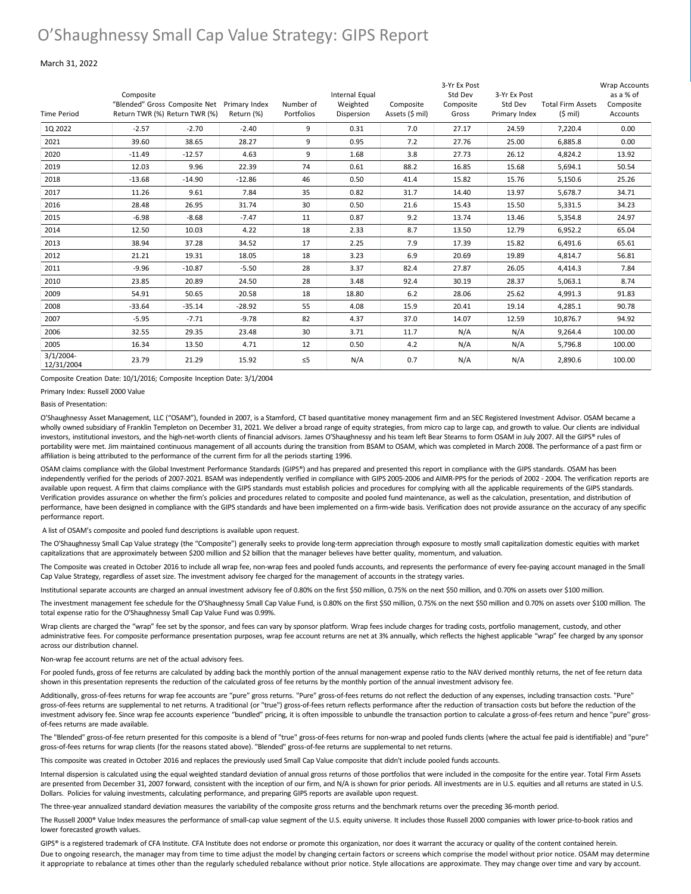# O'Shaughnessy Small Cap Value Strategy: GIPS Report

March 31, 2022

| Time Period | Composite "Blended" Gross Return TWR (%) | Composite Net Return TWR (%) | Primary Index Return (%) | Number of Portfolios | Internal Equal Weighted Dispersion | Composite Assets ($ mil) | 3-Yr Ex Post Std Dev Composite Gross | 3-Yr Ex Post Std Dev Primary Index | Total Firm Assets ($ mil) | Wrap Accounts as a % of Composite Accounts |
|---|---|---|---|---|---|---|---|---|---|---|
| 1Q 2022 | -2.57 | -2.70 | -2.40 | 9 | 0.31 | 7.0 | 27.17 | 24.59 | 7,220.4 | 0.00 |
| 2021 | 39.60 | 38.65 | 28.27 | 9 | 0.95 | 7.2 | 27.76 | 25.00 | 6,885.8 | 0.00 |
| 2020 | -11.49 | -12.57 | 4.63 | 9 | 1.68 | 3.8 | 27.73 | 26.12 | 4,824.2 | 13.92 |
| 2019 | 12.03 | 9.96 | 22.39 | 74 | 0.61 | 88.2 | 16.85 | 15.68 | 5,694.1 | 50.54 |
| 2018 | -13.68 | -14.90 | -12.86 | 46 | 0.50 | 41.4 | 15.82 | 15.76 | 5,150.6 | 25.26 |
| 2017 | 11.26 | 9.61 | 7.84 | 35 | 0.82 | 31.7 | 14.40 | 13.97 | 5,678.7 | 34.71 |
| 2016 | 28.48 | 26.95 | 31.74 | 30 | 0.50 | 21.6 | 15.43 | 15.50 | 5,331.5 | 34.23 |
| 2015 | -6.98 | -8.68 | -7.47 | 11 | 0.87 | 9.2 | 13.74 | 13.46 | 5,354.8 | 24.97 |
| 2014 | 12.50 | 10.03 | 4.22 | 18 | 2.33 | 8.7 | 13.50 | 12.79 | 6,952.2 | 65.04 |
| 2013 | 38.94 | 37.28 | 34.52 | 17 | 2.25 | 7.9 | 17.39 | 15.82 | 6,491.6 | 65.61 |
| 2012 | 21.21 | 19.31 | 18.05 | 18 | 3.23 | 6.9 | 20.69 | 19.89 | 4,814.7 | 56.81 |
| 2011 | -9.96 | -10.87 | -5.50 | 28 | 3.37 | 82.4 | 27.87 | 26.05 | 4,414.3 | 7.84 |
| 2010 | 23.85 | 20.89 | 24.50 | 28 | 3.48 | 92.4 | 30.19 | 28.37 | 5,063.1 | 8.74 |
| 2009 | 54.91 | 50.65 | 20.58 | 18 | 18.80 | 6.2 | 28.06 | 25.62 | 4,991.3 | 91.83 |
| 2008 | -33.64 | -35.14 | -28.92 | 55 | 4.08 | 15.9 | 20.41 | 19.14 | 4,285.1 | 90.78 |
| 2007 | -5.95 | -7.71 | -9.78 | 82 | 4.37 | 37.0 | 14.07 | 12.59 | 10,876.7 | 94.92 |
| 2006 | 32.55 | 29.35 | 23.48 | 30 | 3.71 | 11.7 | N/A | N/A | 9,264.4 | 100.00 |
| 2005 | 16.34 | 13.50 | 4.71 | 12 | 0.50 | 4.2 | N/A | N/A | 5,796.8 | 100.00 |
| 3/1/2004-12/31/2004 | 23.79 | 21.29 | 15.92 | ≤5 | N/A | 0.7 | N/A | N/A | 2,890.6 | 100.00 |

Composite Creation Date: 10/1/2016; Composite Inception Date: 3/1/2004

Primary Index: Russell 2000 Value

Basis of Presentation:

O'Shaughnessy Asset Management, LLC ("OSAM"), founded in 2007, is a Stamford, CT based quantitative money management firm and an SEC Registered Investment Advisor. OSAM became a wholly owned subsidiary of Franklin Templeton on December 31, 2021. We deliver a broad range of equity strategies, from micro cap to large cap, and growth to value. Our clients are individual investors, institutional investors, and the high-net-worth clients of financial advisors. James O'Shaughnessy and his team left Bear Stearns to form OSAM in July 2007. All the GIPS® rules of portability were met. Jim maintained continuous management of all accounts during the transition from BSAM to OSAM, which was completed in March 2008. The performance of a past firm or affiliation is being attributed to the performance of the current firm for all the periods starting 1996.

OSAM claims compliance with the Global Investment Performance Standards (GIPS®) and has prepared and presented this report in compliance with the GIPS standards. OSAM has been independently verified for the periods of 2007-2021. BSAM was independently verified in compliance with GIPS 2005-2006 and AIMR-PPS for the periods of 2002 - 2004. The verification reports are available upon request. A firm that claims compliance with the GIPS standards must establish policies and procedures for complying with all the applicable requirements of the GIPS standards. Verification provides assurance on whether the firm's policies and procedures related to composite and pooled fund maintenance, as well as the calculation, presentation, and distribution of performance, have been designed in compliance with the GIPS standards and have been implemented on a firm-wide basis. Verification does not provide assurance on the accuracy of any specific performance report.

A list of OSAM's composite and pooled fund descriptions is available upon request.

The O'Shaughnessy Small Cap Value strategy (the "Composite") generally seeks to provide long-term appreciation through exposure to mostly small capitalization domestic equities with market capitalizations that are approximately between $200 million and $2 billion that the manager believes have better quality, momentum, and valuation.

The Composite was created in October 2016 to include all wrap fee, non-wrap fees and pooled funds accounts, and represents the performance of every fee-paying account managed in the Small Cap Value Strategy, regardless of asset size. The investment advisory fee charged for the management of accounts in the strategy varies.

Institutional separate accounts are charged an annual investment advisory fee of 0.80% on the first $50 million, 0.75% on the next $50 million, and 0.70% on assets over $100 million.

The investment management fee schedule for the O'Shaughnessy Small Cap Value Fund, is 0.80% on the first $50 million, 0.75% on the next $50 million and 0.70% on assets over $100 million. The total expense ratio for the O'Shaughnessy Small Cap Value Fund was 0.99%.

Wrap clients are charged the "wrap" fee set by the sponsor, and fees can vary by sponsor platform. Wrap fees include charges for trading costs, portfolio management, custody, and other administrative fees. For composite performance presentation purposes, wrap fee account returns are net at 3% annually, which reflects the highest applicable "wrap" fee charged by any sponsor across our distribution channel.

Non-wrap fee account returns are net of the actual advisory fees.

For pooled funds, gross of fee returns are calculated by adding back the monthly portion of the annual management expense ratio to the NAV derived monthly returns, the net of fee return data shown in this presentation represents the reduction of the calculated gross of fee returns by the monthly portion of the annual investment advisory fee.

Additionally, gross-of-fees returns for wrap fee accounts are "pure" gross returns. "Pure" gross-of-fees returns do not reflect the deduction of any expenses, including transaction costs. "Pure" gross-of-fees returns are supplemental to net returns. A traditional (or "true") gross-of-fees return reflects performance after the reduction of transaction costs but before the reduction of the investment advisory fee. Since wrap fee accounts experience "bundled" pricing, it is often impossible to unbundle the transaction portion to calculate a gross-of-fees return and hence "pure" gross-of-fees returns are made available.

The "Blended" gross-of-fee return presented for this composite is a blend of "true" gross-of-fees returns for non-wrap and pooled funds clients (where the actual fee paid is identifiable) and "pure" gross-of-fees returns for wrap clients (for the reasons stated above). "Blended" gross-of-fee returns are supplemental to net returns.

This composite was created in October 2016 and replaces the previously used Small Cap Value composite that didn't include pooled funds accounts.

Internal dispersion is calculated using the equal weighted standard deviation of annual gross returns of those portfolios that were included in the composite for the entire year. Total Firm Assets are presented from December 31, 2007 forward, consistent with the inception of our firm, and N/A is shown for prior periods. All investments are in U.S. equities and all returns are stated in U.S. Dollars. Policies for valuing investments, calculating performance, and preparing GIPS reports are available upon request.

The three-year annualized standard deviation measures the variability of the composite gross returns and the benchmark returns over the preceding 36-month period.

The Russell 2000® Value Index measures the performance of small-cap value segment of the U.S. equity universe. It includes those Russell 2000 companies with lower price-to-book ratios and lower forecasted growth values.

GIPS® is a registered trademark of CFA Institute. CFA Institute does not endorse or promote this organization, nor does it warrant the accuracy or quality of the content contained herein. Due to ongoing research, the manager may from time to time adjust the model by changing certain factors or screens which comprise the model without prior notice. OSAM may determine it appropriate to rebalance at times other than the regularly scheduled rebalance without prior notice. Style allocations are approximate. They may change over time and vary by account.